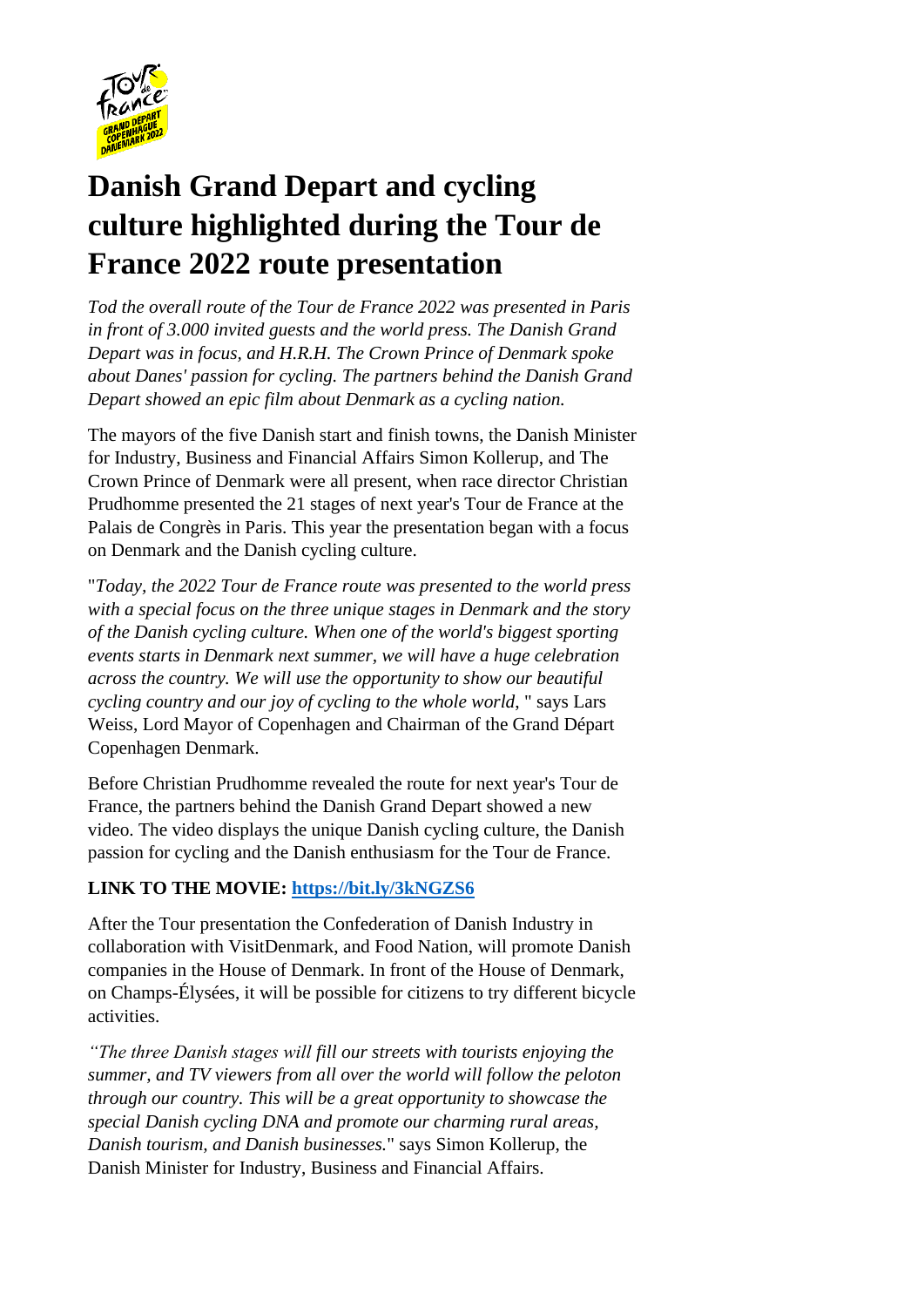# Danish Grand Depart and cycling culture highlighted during the Tour de France 2022 route presentation

*Tod the overall route of the Tour de France 2022 was presented in Paris in front of 3.000 invited guests and the world press. The Danish Grand Depart was in focus, and H.R.H. The Crown Prince of Denmark spoke about Danes' passion for cycling. The partners behind the Danish Grand Depart showed an epic film about Denmark as a cycling nation.*

The mayors of the five Danish start and finish towns, the Danish Minister for Industry, Business and Financial Affairs Simon Kollerup, and The Crown Prince of Denmark were all present, when race director Christian Prudhomme presented the 21 stages of next year's Tour de France at the Palais de Congrès in Paris. This year the presentation began with a focus on Denmark and the Danish cycling culture.

"*Today, the 2022 Tour de France route was presented to the world press with a special focus on the three unique stages in Denmark and the story of the Danish cycling culture. When one of the world's biggest sporting events starts in Denmark next summer, we will have a huge celebration across the country. We will use the opportunity to show our beautiful cycling country and our joy of cycling to the whole world,* " says Lars Weiss, Lord Mayor of Copenhagen and Chairman of the Grand Départ Copenhagen Denmark.

Before Christian Prudhomme revealed the route for next year's Tour de France, the partners behind the Danish Grand Depart showed a new video. The video displays the unique Danish cycling culture, the Danish passion for cycling and the Danish enthusiasm for the Tour de France.

**LINK TO THE MOVIE: https://bit.ly/3kNGZS6**

After the Tour presentation the Confederation of Danish Industry in collaboration with VisitDenmark, and Food Nation, will promote Danish companies in the House of Denmark. In front of the House of Denmark, on Champs-Élysées, it will be possible for citizens to try different bicycle activities.

*"The three Danish stages will fill our streets with tourists enjoying the summer, and TV viewers from all over the world will follow the peloton through our country. This will be a great opportunity to showcase the special Danish cycling DNA and promote our charming rural areas, Danish tourism, and Danish businesses.*" says Simon Kollerup, the Danish Minister for Industry, Business and Financial Affairs.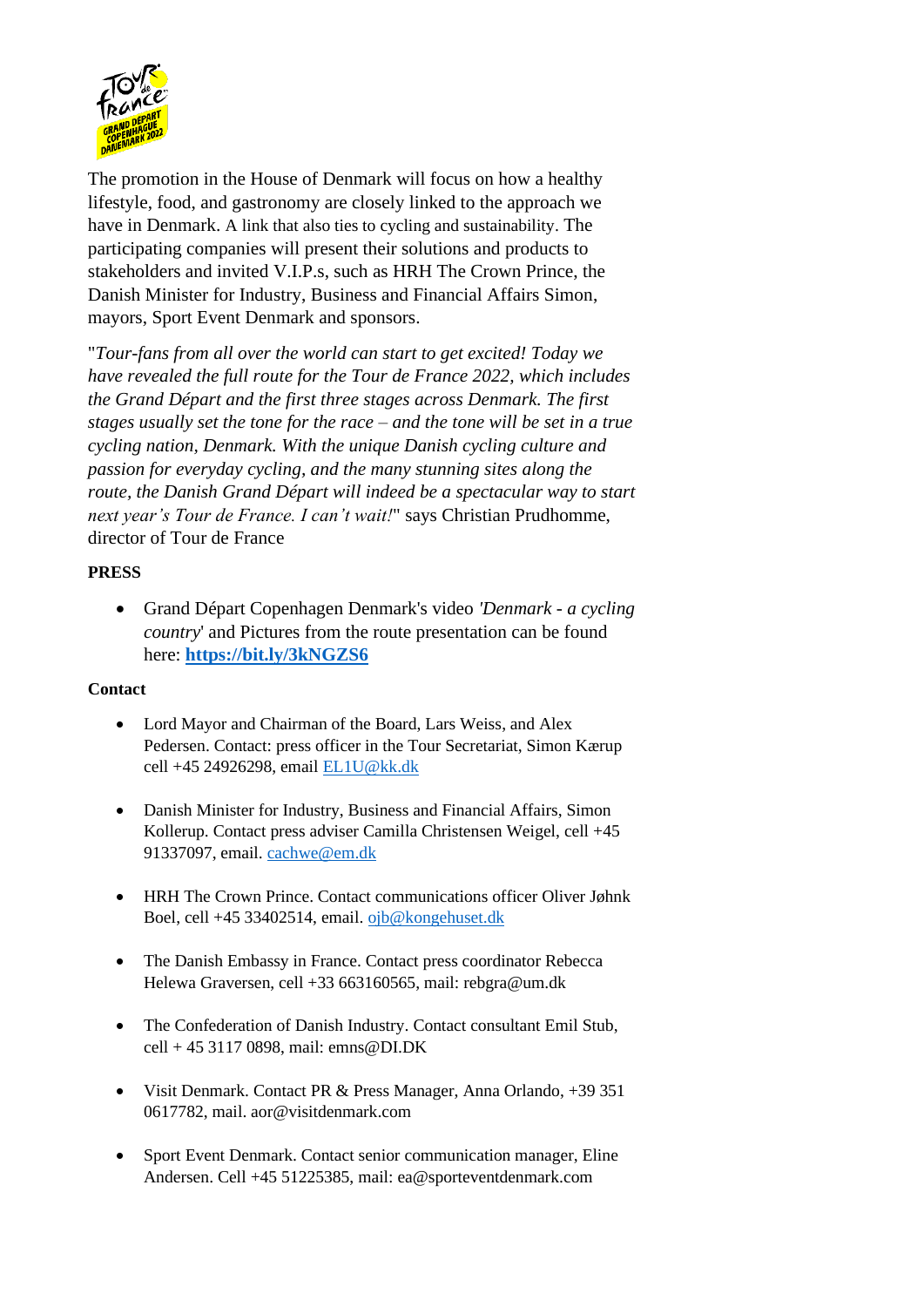The promotion in the House of Denmark will focus on how a healthy lifestyle, food, and gastronomy are closely linked to the approach we have in Denmark. A link that also ties to cycling and sustainability. The participating companies will present their solutions and products to stakeholders and invited V.I.P.s, such as HRH The Crown Prince, the Danish Minister for Industry, Business and Financial Affairs Simon, mayors, Sport Event Denmark and sponsors.

"*Tour-fans from all over the world can start to get excited! Today we have revealed the full route for the Tour de France 2022, which includes the Grand Départ and the first three stages across Denmark. The first stages usually set the tone for the race – and the tone will be set in a true cycling nation, Denmark. With the unique Danish cycling culture and passion for everyday cycling, and the many stunning sites along the route, the Danish Grand Départ will indeed be a spectacular way to start next year's Tour de France. I can't wait!*" says Christian Prudhomme, director of Tour de France

**PRESS**

- Grand Départ Copenhagen Denmark's video *'Denmark - a cycling country*' and Pictures from the route presentation can be found here: **https://bit.ly/3kNGZS6**

**Contact**

- Lord Mayor and Chairman of the Board, Lars Weiss, and Alex Pedersen. Contact: press officer in the Tour Secretariat, Simon Kærup cell +45 24926298, email EL1U@kk.dk

- Danish Minister for Industry, Business and Financial Affairs, Simon Kollerup. Contact press adviser Camilla Christensen Weigel, cell +45 91337097, email. cachwe@em.dk

- HRH The Crown Prince. Contact communications officer Oliver Jøhnk Boel, cell +45 33402514, email. ojb@kongehuset.dk

- The Danish Embassy in France. Contact press coordinator Rebecca Helewa Graversen, cell +33 663160565, mail: rebgra@um.dk

- The Confederation of Danish Industry. Contact consultant Emil Stub, cell + 45 3117 0898, mail: emns@DI.DK

- Visit Denmark. Contact PR & Press Manager, Anna Orlando, +39 351 0617782, mail. aor@visitdenmark.com

- Sport Event Denmark. Contact senior communication manager, Eline Andersen. Cell +45 51225385, mail: ea@sporteventdenmark.com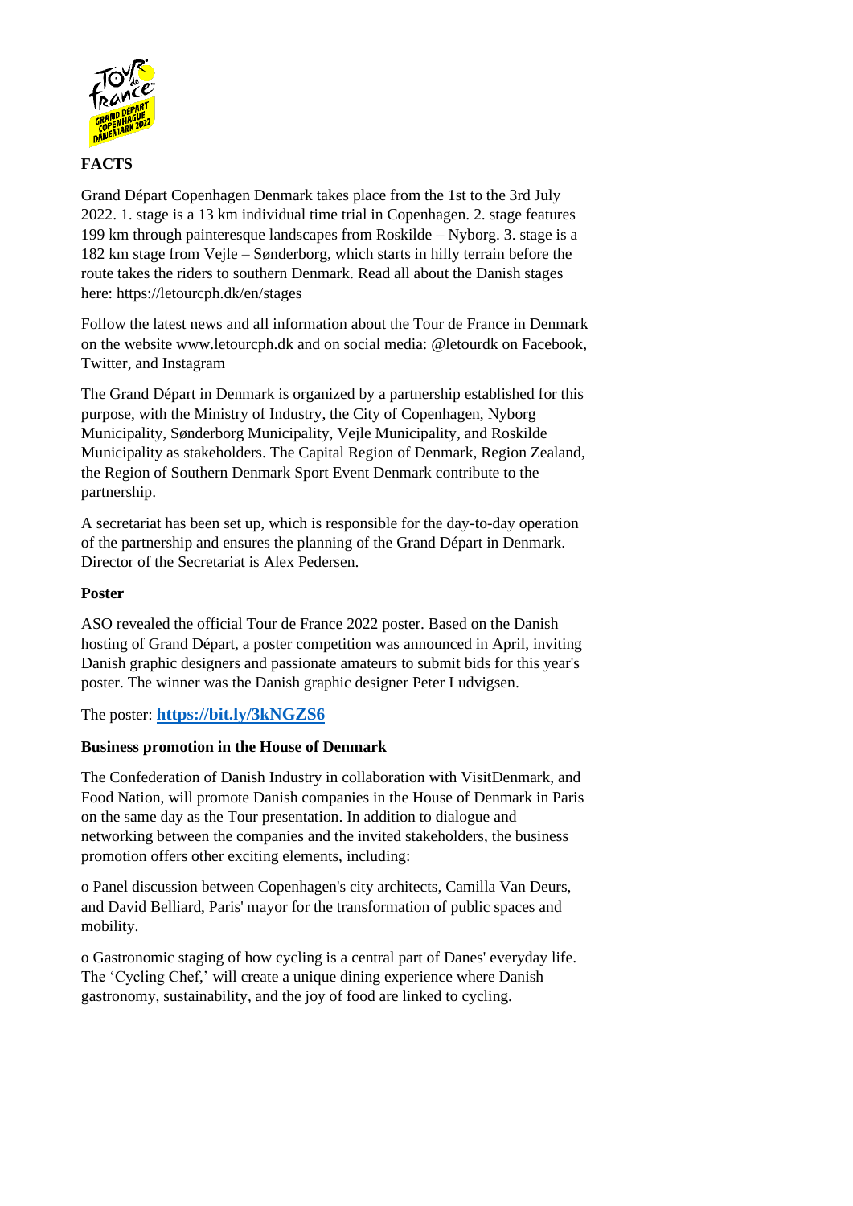## FACTS

Grand Départ Copenhagen Denmark takes place from the 1st to the 3rd July 2022. 1. stage is a 13 km individual time trial in Copenhagen. 2. stage features 199 km through painteresque landscapes from Roskilde – Nyborg. 3. stage is a 182 km stage from Vejle – Sønderborg, which starts in hilly terrain before the route takes the riders to southern Denmark. Read all about the Danish stages here: https://letourcph.dk/en/stages

Follow the latest news and all information about the Tour de France in Denmark on the website www.letourcph.dk and on social media: @letourdk on Facebook, Twitter, and Instagram

The Grand Départ in Denmark is organized by a partnership established for this purpose, with the Ministry of Industry, the City of Copenhagen, Nyborg Municipality, Sønderborg Municipality, Vejle Municipality, and Roskilde Municipality as stakeholders. The Capital Region of Denmark, Region Zealand, the Region of Southern Denmark Sport Event Denmark contribute to the partnership.

A secretariat has been set up, which is responsible for the day-to-day operation of the partnership and ensures the planning of the Grand Départ in Denmark. Director of the Secretariat is Alex Pedersen.

**Poster**

ASO revealed the official Tour de France 2022 poster. Based on the Danish hosting of Grand Départ, a poster competition was announced in April, inviting Danish graphic designers and passionate amateurs to submit bids for this year's poster. The winner was the Danish graphic designer Peter Ludvigsen.

The poster: **https://bit.ly/3kNGZS6**

**Business promotion in the House of Denmark**

The Confederation of Danish Industry in collaboration with VisitDenmark, and Food Nation, will promote Danish companies in the House of Denmark in Paris on the same day as the Tour presentation. In addition to dialogue and networking between the companies and the invited stakeholders, the business promotion offers other exciting elements, including:

- Panel discussion between Copenhagen's city architects, Camilla Van Deurs, and David Belliard, Paris' mayor for the transformation of public spaces and mobility.

- Gastronomic staging of how cycling is a central part of Danes' everyday life. The 'Cycling Chef,' will create a unique dining experience where Danish gastronomy, sustainability, and the joy of food are linked to cycling.